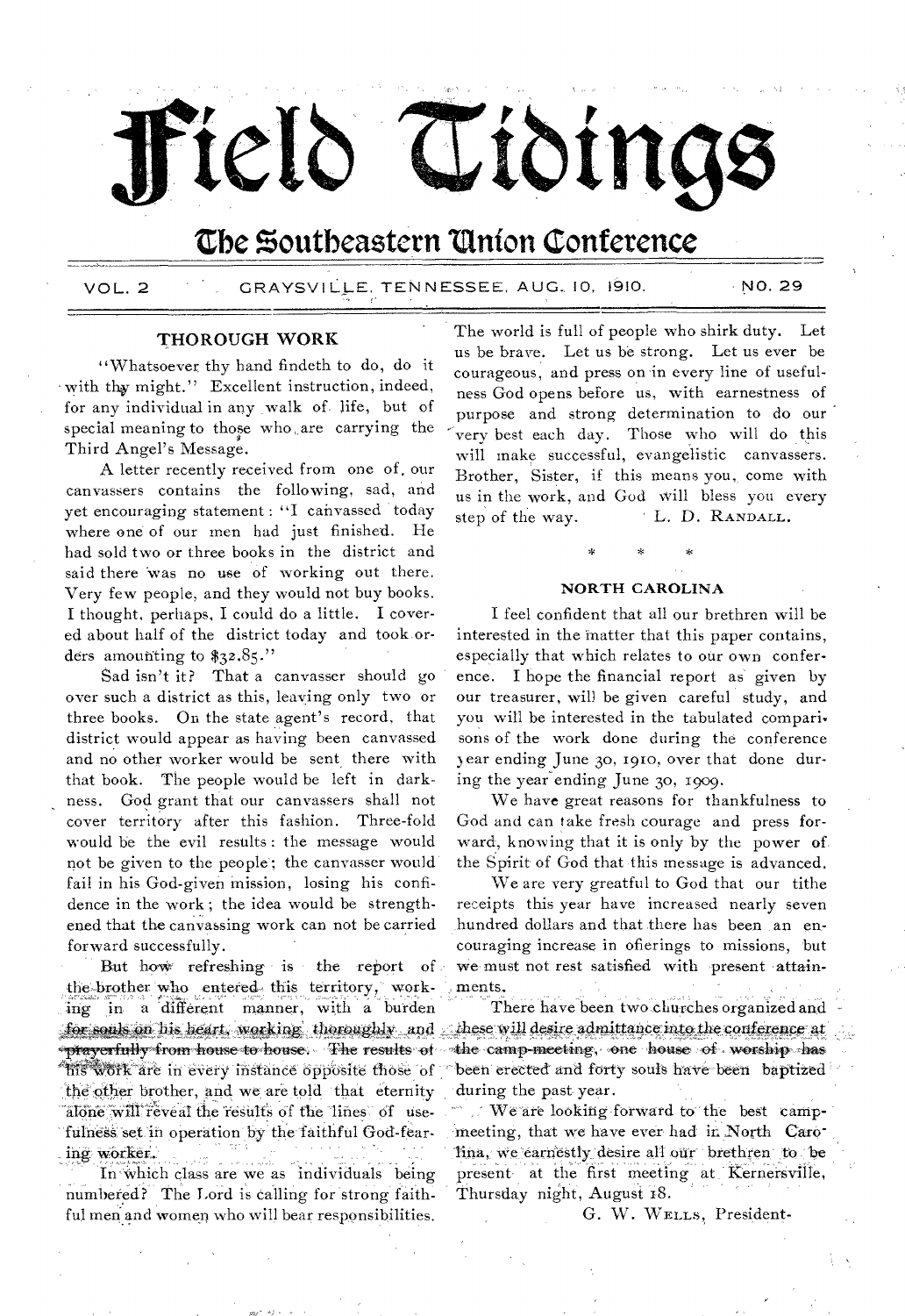# Field Tidings

## The Southeastern Union Conference

VOL. 2 GRAYSVILLE, TENNESSEE, AUG. 10, 1910. NO. 29

### THOROUGH WORK

"Whatsoever thy hand findeth to do, do it with thy might." Excellent instruction, indeed, for any individual in any walk of life, but of special meaning to those who are carrying the Third Angel's Message.

A letter recently received from one of our canvassers contains the following, sad, and yet encouraging statement: "I canvassed today where one of our men had just finished. He had sold two or three books in the district and said there was no use of working out there. Very few people, and they would not buy books. I thought, perhaps, I could do a little. I covered about half of the district today and took orders amounting to $32.85."

Sad isn't it? That a canvasser should go over such a district as this, leaving only two or three books. On the state agent's record, that district would appear as having been canvassed and no other worker would be sent there with that book. The people would be left in darkness. God grant that our canvassers shall not cover territory after this fashion. Three-fold would be the evil results: the message would not be given to the people; the canvasser would fail in his God-given mission, losing his confidence in the work; the idea would be strengthened that the canvassing work can not be carried forward successfully.

But how refreshing is the report of the brother who entered this territory, working in a different manner, with a burden for souls on his heart, working thoroughly and prayerfully from house to house. The results of his work are in every instance opposite those of the other brother, and we are told that eternity alone will reveal the results of the lines of usefulness set in operation by the faithful God-fearing worker.

In which class are we as individuals being numbered? The Lord is calling for strong faithful men and women who will bear responsibilities. The world is full of people who shirk duty. Let us be brave. Let us be strong. Let us ever be courageous, and press on in every line of usefulness God opens before us, with earnestness of purpose and strong determination to do our very best each day. Those who will do this will make successful, evangelistic canvassers. Brother, Sister, if this means you, come with us in the work, and God will bless you every step of the way.

L. D. RANDALL.

\* \* \*

### NORTH CAROLINA

I feel confident that all our brethren will be interested in the matter that this paper contains, especially that which relates to our own conference. I hope the financial report as given by our treasurer, will be given careful study, and you will be interested in the tabulated comparisons of the work done during the conference year ending June 30, 1910, over that done during the year ending June 30, 1909.

We have great reasons for thankfulness to God and can take fresh courage and press forward, knowing that it is only by the power of the Spirit of God that this message is advanced.

We are very greatful to God that our tithe receipts this year have increased nearly seven hundred dollars and that there has been an encouraging increase in offerings to missions, but we must not rest satisfied with present attainments.

There have been two churches organized and these will desire admittance into the conference at the camp-meeting, one house of worship has been erected and forty souls have been baptized during the past year.

We are looking forward to the best camp-meeting, that we have ever had in North Carolina, we earnestly desire all our brethren to be present at the first meeting at Kernersville, Thursday night, August 18.

G. W. WELLS, President.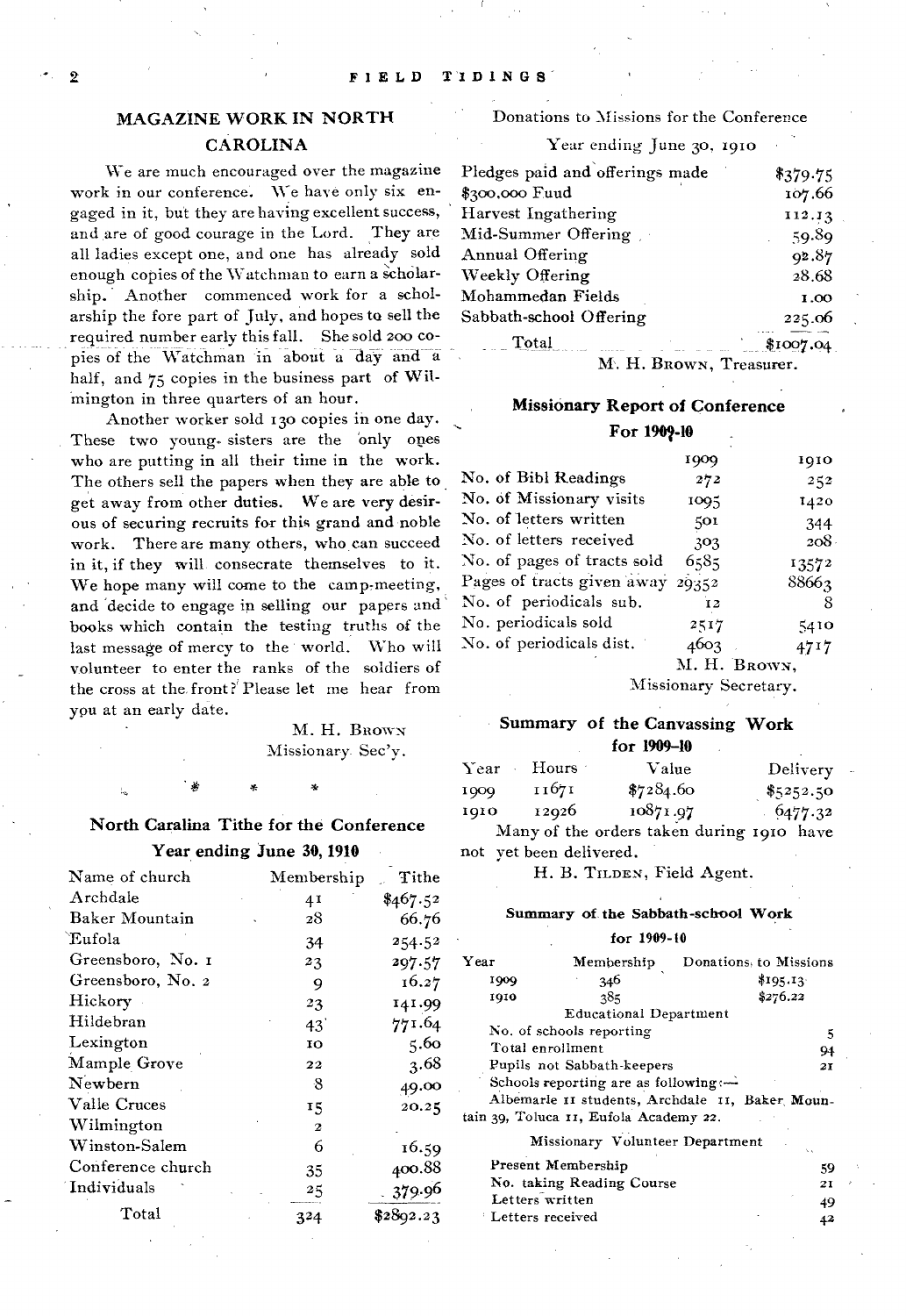## MAGAZINE WORK IN NORTH CAROLINA

We are much encouraged over the magazine work in our conference. We have only six engaged in it, but they are having excellent success, and are of good courage in the Lord. They are all ladies except one, and one has already sold enough copies of the Watchman to earn a scholarship. Another commenced work for a scholarship the fore part of July, and hopes to sell the required number early this fall. She sold 200 copies of the Watchman in about a day and a half, and 75 copies in the business part of Wilmington in three quarters of an hour.

Another worker sold 130 copies in one day. These two young sisters are the only ones who are putting in all their time in the work. The others sell the papers when they are able to get away from other duties. We are very desirous of securing recruits for this grand and noble work. There are many others, who can succeed in it, if they will consecrate themselves to it. We hope many will come to the camp-meeting, and decide to engage in selling our papers and books which contain the testing truths of the last message of mercy to the world. Who will volunteer to enter the ranks of the soldiers of the cross at the front? Please let me hear from you at an early date.

M. H. Brown
Missionary Sec'y.

\* \* \*

### North Caralina Tithe for the Conference
### Year ending June 30, 1910

| Name of church | Membership | Tithe |
|---|---|---|
| Archdale | 41 | $467.52 |
| Baker Mountain | 28 | 66.76 |
| Eufola | 34 | 254.52 |
| Greensboro, No. 1 | 23 | 297.57 |
| Greensboro, No. 2 | 9 | 16.27 |
| Hickory | 23 | 141.99 |
| Hildebran | 43 | 771.64 |
| Lexington | 10 | 5.60 |
| Mample Grove | 22 | 3.68 |
| Newbern | 8 | 49.00 |
| Valle Cruces | 15 | 20.25 |
| Wilmington | 2 | |
| Winston-Salem | 6 | 16.59 |
| Conference church | 35 | 400.88 |
| Individuals | 25 | 379.96 |
| Total | 324 | $2892.23 |

### Donations to Missions for the Conference
Year ending June 30, 1910

| | |
|---|---|
| Pledges paid and offerings made | $379.75 |
| $300,000 Fuud | 107.66 |
| Harvest Ingathering | 112.13 |
| Mid-Summer Offering | 59.89 |
| Annual Offering | 92.87 |
| Weekly Offering | 28.68 |
| Mohammedan Fields | 1.00 |
| Sabbath-school Offering | 225.06 |
| Total | $1007.04 |

M. H. Brown, Treasurer.

### Missionary Report of Conference
### For 1909-10

| | 1909 | 1910 |
|---|---|---|
| No. of Bibl Readings | 272 | 252 |
| No. of Missionary visits | 1095 | 1420 |
| No. of letters written | 501 | 344 |
| No. of letters received | 303 | 208 |
| No. of pages of tracts sold | 6585 | 13572 |
| Pages of tracts given away | 29352 | 88663 |
| No. of periodicals sub. | 12 | 8 |
| No. periodicals sold | 2517 | 5410 |
| No. of periodicals dist. | 4603 | 4717 |

M. H. Brown,
Missionary Secretary.

### Summary of the Canvassing Work
### for 1909-10

| Year | Hours | Value | Delivery |
|---|---|---|---|
| 1909 | 11671 | $7284.60 | $5252.50 |
| 1910 | 12926 | 10871.97 | 6477.32 |

Many of the orders taken during 1910 have not yet been delivered.

H. B. Tilden, Field Agent.

### Summary of the Sabbath-school Work
### for 1909-10

| Year | Membership | Donations to Missions |
|---|---|---|
| 1909 | 346 | $195.13 |
| 1910 | 385 | $276.22 |

Educational Department

| | |
|---|---|
| No. of schools reporting | 5 |
| Total enrollment | 94 |
| Pupils not Sabbath-keepers | 21 |

Schools reporting are as following:— Albemarle 11 students, Archdale 11, Baker Mountain 39, Toluca 11, Eufola Academy 22.

Missionary Volunteer Department

| | |
|---|---|
| Present Membership | 59 |
| No. taking Reading Course | 21 |
| Letters written | 49 |
| Letters received | 42 |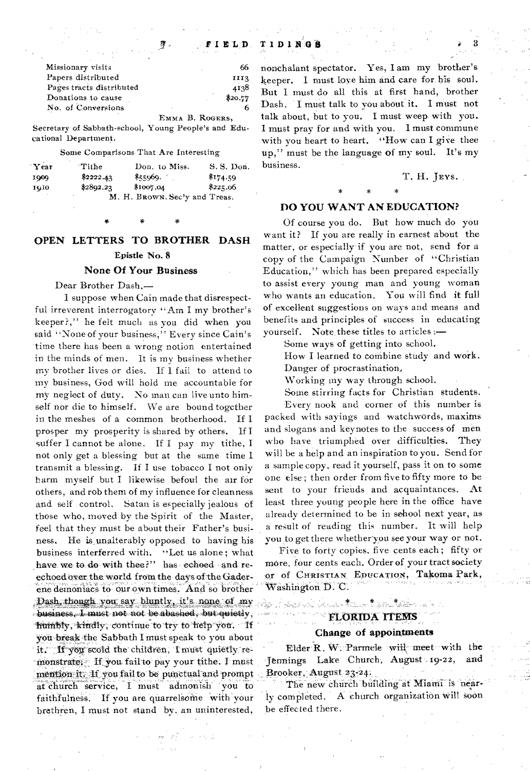| | |
|---|---|
| Missionary visits | 66 |
| Papers distributed | 1113 |
| Pages tracts distributed | 4138 |
| Donations to cause | $20.77 |
| No. of Conversions | 6 |

EMMA B. ROGERS,

Secretary of Sabbath-school, Young People's and Educational Department.

Some Comparisons That Are Interesting

| Year | Tithe | Don. to Miss. | S. S. Don. |
|---|---|---|---|
| 1909 | $2222.43 | $55969. | $174.59 |
| 1910 | $2892.23 | $1007.04 | $225.06 |

M. H. BROWN. Sec'y and Treas.

\* \* \*

## OPEN LETTERS TO BROTHER DASH

### Epistle No. 8

### None Of Your Business

Dear Brother Dash,—

I suppose when Cain made that disrespectful irreverent interrogatory "Am I my brother's keeper?," he felt much as you did when you said "None of your business," Every since Cain's time there has been a wrong notion entertained in the minds of men. It is my business whether my brother lives or dies. If I fail to attend to my business, God will hold me accountable for my neglect of duty. No man can live unto himself nor die to himself. We are bound together in the meshes of a common brotherhood. If I prosper my prosperity is shared by others. If I suffer I cannot be alone. If I pay my tithe, I not only get a blessing but at the same time I transmit a blessing. If I use tobacco I not only harm myself but I likewise befoul the air for others, and rob them of my influence for cleanness and self control. Satan is especially jealous of those who, moved by the Spirit of the Master, feel that they must be about their Father's business. He is unalterably opposed to having his business interferred with. "Let us alone; what have we to do with thee?" has echoed and re-echoed over the world from the days of the Gaderene demoniacs to our own times. And so brother Dash, though you say bluntly, it's none of my business, I must not not be abashed, but quietly, humbly, kindly, continue to try to help you. If you break the Sabbath I must speak to you about it. If you scold the children, I must quietly remonstrate. If you fail to pay your tithe. I must mention it. If you fail to be punctual and prompt at church service, I must admonish you to faithfulness. If you are quarrelsome with your brethren, I must not stand by, an uninterested, nonchalant spectator. Yes, I am my brother's keeper. I must love him and care for his soul. But I must do all this at first hand, brother Dash. I must talk to you about it. I must not talk about, but to you. I must weep with you. I must pray for and with you. I must commune with you heart to heart. "How can I give thee up," must be the language of my soul. It's my business.

T. H. JEYS.

\* \* \*

## DO YOU WANT AN EDUCATION?

Of course you do. But how much do you want it? If you are really in earnest about the matter, or especially if you are not, send for a copy of the Campaign Number of "Christian Education," which has been prepared especially to assist every young man and young woman who wants an education. You will find it full of excellent suggestions on ways and means and benefits and principles of success in educating yourself. Note these titles to articles:—

Some ways of getting into school.

How I learned to combine study and work.

Danger of procrastination,

Working my way through school.

Some stirring facts for Christian students.

Every nook and corner of this number is packed with sayings and watchwords, maxims and slogans and keynotes to the success of men who have triumphed over difficulties. They will be a help and an inspiration to you. Send for a sample copy, read it yourself, pass it on to some one else; then order from five to fifty more to be sent to your friends and acquaintances. At least three young people here in the office have already determined to be in school next year, as a result of reading this number. It will help you to get there whether you see your way or not.

Five to forty copies, five cents each; fifty or more, four cents each. Order of your tract society or of CHRISTIAN EDUCATION, Takoma Park, Washington D. C.

\* \* \*

## FLORIDA ITEMS

### Change of appointments

Elder R. W. Parmele will meet with the Jennings Lake Church, August 19-22, and Brooker, August 23-24.

The new church building at Miami is nearly completed. A church organization will soon be effected there.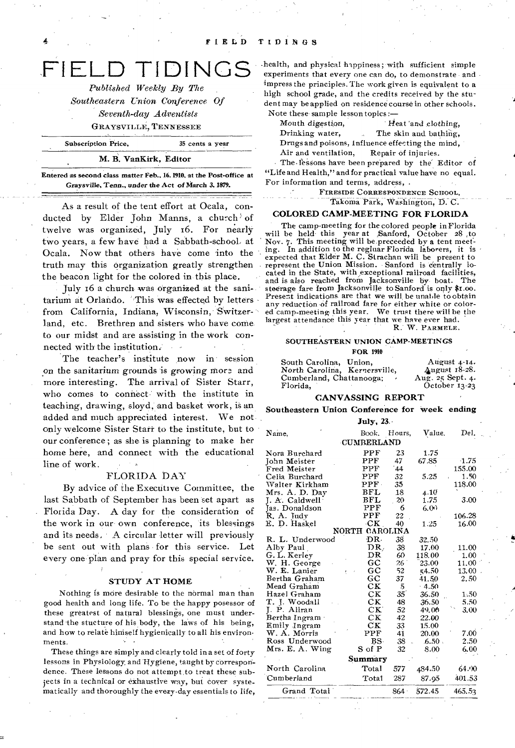# FIELD TIDINGS

*Published Weekly By The Southeastern Union Conference Of Seventh-day Adventists*

GRAYSVILLE, TENNESSEE

Subscription Price, 35 cents a year

M. B. VanKirk, Editor

Entered as second class matter Feb., 16. 1910, at the Post-office at Graysville, Tenn., under the Act of March 3, 1879.

As a result of the tent effort at Ocala, conducted by Elder John Manns, a church of twelve was organized, July 16. For nearly two years, a few have had a Sabbath-school at Ocala. Now that others have come into the truth may this organization greatly strengthen the beacon light for the colored in this place.

July 16 a church was organized at the sanitarium at Orlando. This was effected by letters from California, Indiana, Wisconsin, Switzerland, etc. Brethren and sisters who have come to our midst and are assisting in the work connected with the institution.

The teacher's institute now in session on the sanitarium grounds is growing more and more interesting. The arrival of Sister Starr, who comes to connect with the institute in teaching, drawing, sloyd, and basket work, is an added and much appreciated interest. We not only welcome Sister Starr to the institute, but to our conference; as she is planning to make her home here, and connect with the educational line of work.

## FLORIDA DAY

By advice of the Executive Committee, the last Sabbath of September has been set apart as Florida Day. A day for the consideration of the work in our own conference, its blessings and its needs. A circular letter will previously be sent out with plans for this service. Let every one plan and pray for this special service.

## STUDY AT HOME

Nothing is more desirable to the normal man than good health and long life. To be the happy posessor of these greatest of natural blessings, one must understand the stucture of his body, the laws of his being, and how to relate himself hygienically to all his environments.

These things are simply and clearly told in a set of forty lessons in Physiology and Hygiene, taught by correspondence. These lessons do not attempt to treat these subjects in a technical or exhaustive way, but cover systematically and thoroughly the every-day essentials to life, health, and physical happiness; with sufficient simple experiments that every one can do, to demonstrate and impress the principles. The work given is equivalent to a high school grade, and the credits received by the student may be applied on residence course in other schools.

Note these sample lesson topics:—

Mouth digestion, Heat and clothing,
Drinking water, The skin and bathing,
Drugs and poisons, Influence effecting the mind,
Air and ventilation, Repair of injuries.

The lessons have been prepared by the Editor of "Life and Health," and for practical value have no equal. For information and terms, address,

FIRESIDE CORRESPONDENCE SCHOOL,
Takoma Park, Washington, D. C.

## COLORED CAMP-MEETING FOR FLORIDA

The camp-meeting for the colored people in Florida will be held this year at Sanford, October 28 to Nov. 7. This meeting will be preceeded by a tent meeting. In addition to the regluar Florida laborers, it is expected that Elder M. C. Strachan will be present to represent the Union Mission. Sanford is centrally located in the State, with exceptional railroad facilities, and is also reached from Jacksonville by boat. The steerage fare from Jacksonville to Sanford is only $1.00. Present indications are that we will be unable to obtain any reduction of railroad fare for either white or colored camp-meeting this year. We trust there will be the largest attendance this year that we have ever had.

R. W. PARMELE.

### SOUTHEASTERN UNION CAMP-MEETINGS FOR 1910

| | | |
|---|---|---|
| South Carolina, | Union, | August 4-14. |
| North Carolina, | Kernersville, | August 18-28. |
| Cumberland, | Chattanooga; | Aug. 25 Sept. 4. |
| Florida, | | October 13-23 |

## CANVASSING REPORT

**Southeastern Union Conference for week ending July, 23.**

| Name, | Book. | Hours, | Value. | Del. |
|---|---|---|---|---|
| CUMBERLAND | | | | |
| Nora Burchard | PPF | 23 | 1.75 | |
| John Meister | PPF | 47 | 67.85 | 1.75 |
| Fred Meister | PPF | 44 | | 155.00 |
| Celia Burchard | PPF | 32 | 5.25 | 1.50 |
| Walter Kirkham | PPF | 35 | | 118.00 |
| Mrs. A. D. Day | BFL | 18 | 4.10 | |
| J. A. Caldwell | BFL | 20 | 1.75 | 3.00 |
| Jas. Donaldson | PPF | 6 | 6.00 | |
| R. A. Judy | PPF | 22 | | 106.28 |
| E. D. Haskel | CK | 40 | 1.25 | 16.00 |
| NORTH CAROLINA | | | | |
| R. L. Underwood | DR | 38 | 32.50 | |
| Alby Paul | DR | 38 | 17.00 | 11.00 |
| G. L. Kerley | DR | 60 | 118.00 | 1.00 |
| W. H. George | GC | 26 | 23.00 | 11.00 |
| W. E. Lanier | GC | 52 | 54.50 | 13.00 |
| Bertha Graham | GC | 37 | 41.50 | 2.50 |
| Mead Graham | CK | 5 | 4.50 | |
| Hazel Graham | CK | 35 | 36.50 | 1.50 |
| T. J. Woodall | CK | 48 | 36.50 | 5.50 |
| J. P. Allran | CK | 52 | 49.00 | 3.00 |
| Bertha Ingram | CK | 42 | 22.00 | |
| Emily Ingram | CK | 33 | 15.00 | |
| W. A. Morris | PPF | 41 | 20.00 | 7.00 |
| Ross Underwood | BS | 38 | 6.50 | 2.50 |
| Mrs. E. A. Wing | S of P | 32 | 8.00 | 6.00 |
| Summary | | | | |
| North Carolina | Total | 577 | 484.50 | 64.00 |
| Cumberland | Total | 287 | 87.95 | 401.53 |
| Grand Total | | 864 | 572.45 | 465.53 |